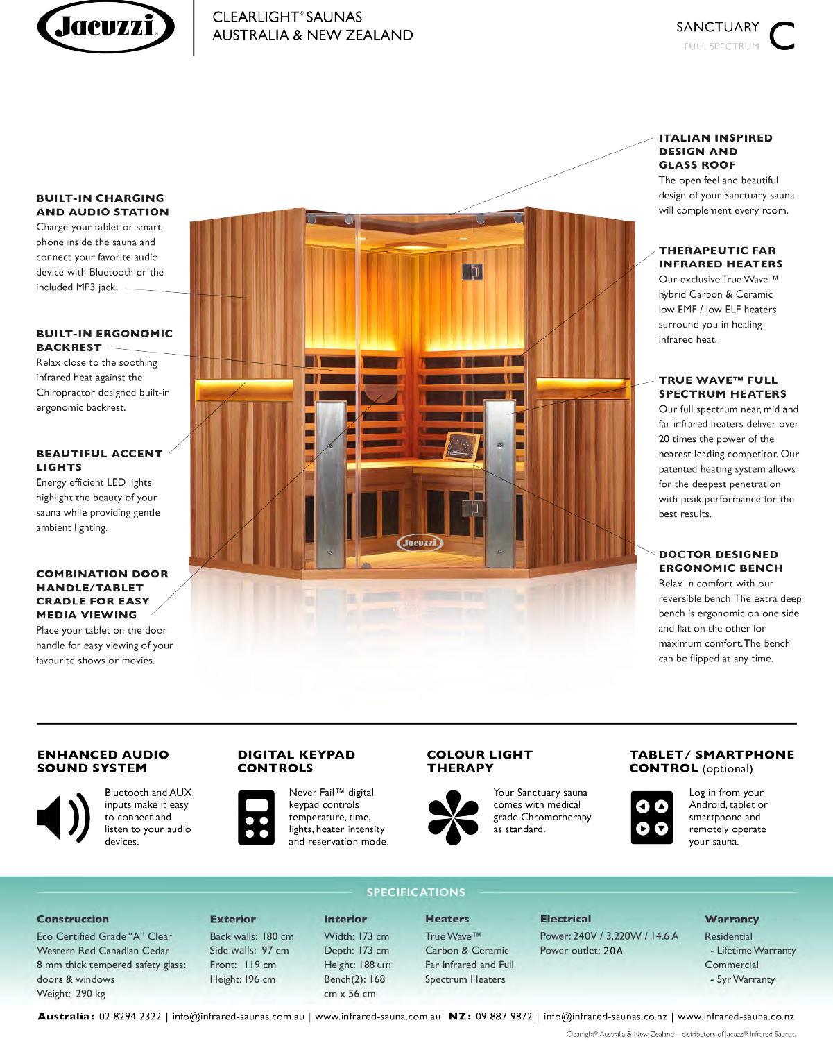# Jacuzzi

CLEARLIGHT® SAUNAS
AUSTRALIA & NEW ZEALAND

SANCTUARY C
FULL SPECTRUM

### BUILT-IN CHARGING AND AUDIO STATION

Charge your tablet or smart-phone inside the sauna and connect your favorite audio device with Bluetooth or the included MP3 jack.

### BUILT-IN ERGONOMIC BACKREST

Relax close to the soothing infrared heat against the Chiropractor designed built-in ergonomic backrest.

### BEAUTIFUL ACCENT LIGHTS

Energy efficient LED lights highlight the beauty of your sauna while providing gentle ambient lighting.

### COMBINATION DOOR HANDLE/TABLET CRADLE FOR EASY MEDIA VIEWING

Place your tablet on the door handle for easy viewing of your favourite shows or movies.

### ITALIAN INSPIRED DESIGN AND GLASS ROOF

The open feel and beautiful design of your Sanctuary sauna will complement every room.

### THERAPEUTIC FAR INFRARED HEATERS

Our exclusive True Wave™ hybrid Carbon & Ceramic low EMF / low ELF heaters surround you in healing infrared heat.

### TRUE WAVE™ FULL SPECTRUM HEATERS

Our full spectrum near, mid and far infrared heaters deliver over 20 times the power of the nearest leading competitor. Our patented heating system allows for the deepest penetration with peak performance for the best results.

### DOCTOR DESIGNED ERGONOMIC BENCH

Relax in comfort with our reversible bench. The extra deep bench is ergonomic on one side and flat on the other for maximum comfort. The bench can be flipped at any time.

### ENHANCED AUDIO SOUND SYSTEM

Bluetooth and AUX inputs make it easy to connect and listen to your audio devices.

### DIGITAL KEYPAD CONTROLS

Never Fail™ digital keypad controls temperature, time, lights, heater intensity and reservation mode.

### COLOUR LIGHT THERAPY

Your Sanctuary sauna comes with medical grade Chromotherapy as standard.

### TABLET/ SMARTPHONE CONTROL (optional)

Log in from your Android, tablet or smartphone and remotely operate your sauna.

## SPECIFICATIONS

**Construction**
Eco Certified Grade "A" Clear Western Red Canadian Cedar
8 mm thick tempered safety glass: doors & windows
Weight: 290 kg

**Exterior**
Back walls: 180 cm
Side walls: 97 cm
Front: 119 cm
Height: 196 cm

**Interior**
Width: 173 cm
Depth: 173 cm
Height: 188 cm
Bench(2): 168 cm x 56 cm

**Heaters**
True Wave™ Carbon & Ceramic Far Infrared and Full Spectrum Heaters

**Electrical**
Power: 240V / 3,220W / 14.6 A
Power outlet: 20A

**Warranty**
Residential
- Lifetime Warranty
Commercial
- 5yr Warranty

**Australia:** 02 8294 2322 | info@infrared-saunas.com.au | www.infrared-sauna.com.au **NZ:** 09 887 9872 | info@infrared-saunas.co.nz | www.infrared-sauna.co.nz

Clearlight® Australia & New Zealand – distributors of Jacuzzi® Infrared Saunas.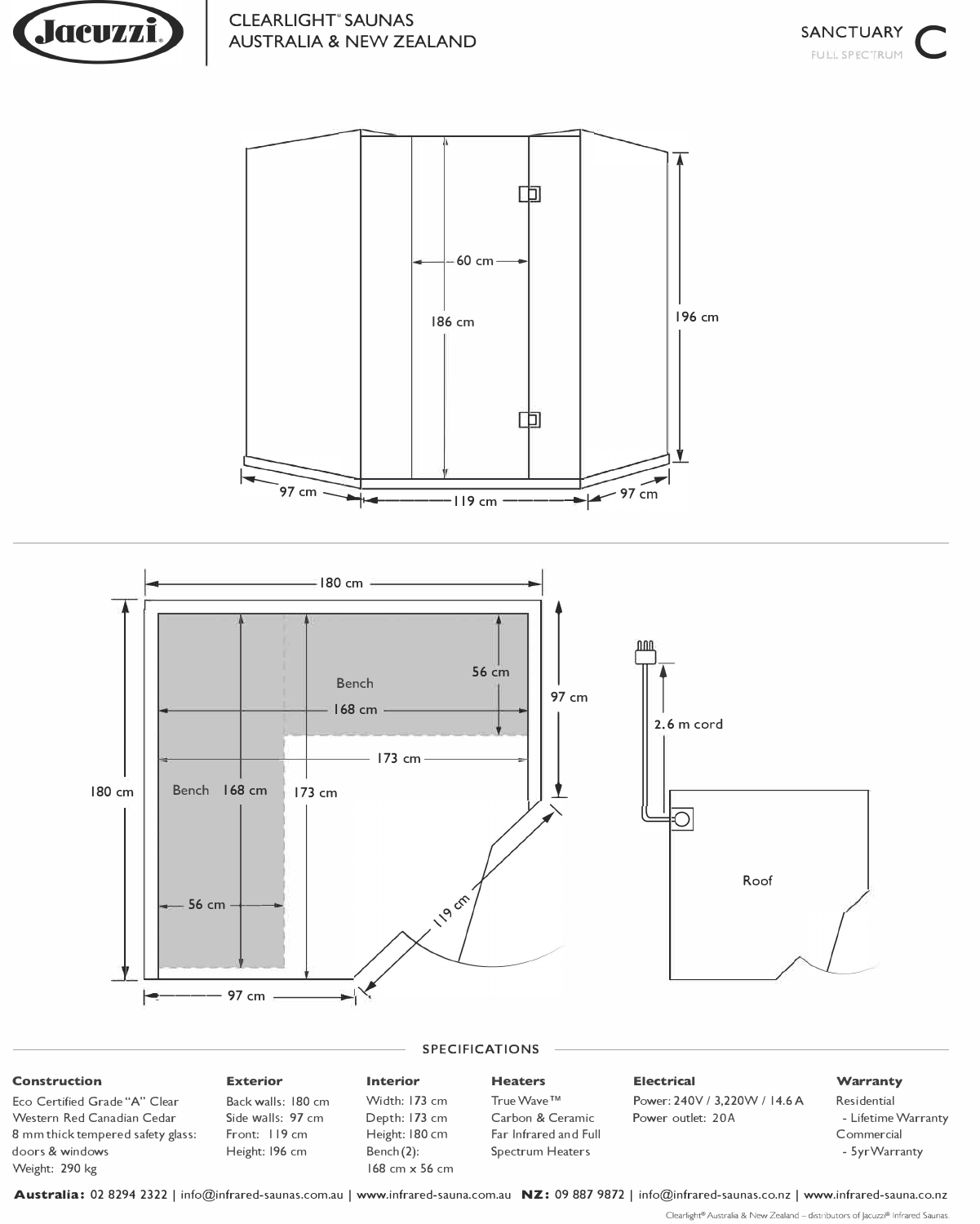CLEARLIGHT® SAUNAS
AUSTRALIA & NEW ZEALAND

# SANCTUARY C

FULL SPECTRUM

60 cm
186 cm
196 cm
97 cm
119 cm
97 cm

180 cm
56 cm
Bench
168 cm
97 cm
173 cm
180 cm
Bench
168 cm
173 cm
56 cm
119 cm
97 cm

2.6 m cord
Roof

## SPECIFICATIONS

| Construction | Exterior | Interior | Heaters | Electrical | Warranty |
|---|---|---|---|---|---|
| Eco Certified Grade "A" Clear Western Red Canadian Cedar<br>8 mm thick tempered safety glass: doors & windows<br>Weight: 290 kg | Back walls: 180 cm<br>Side walls: 97 cm<br>Front: 119 cm<br>Height: 196 cm | Width: 173 cm<br>Depth: 173 cm<br>Height: 180 cm<br>Bench (2): 168 cm x 56 cm | True Wave™ Carbon & Ceramic Far Infrared and Full Spectrum Heaters | Power: 240V / 3,220W / 14.6 A<br>Power outlet: 20A | Residential<br>- Lifetime Warranty<br>Commercial<br>- 5yr Warranty |

**Australia:** 02 8294 2322 | info@infrared-saunas.com.au | www.infrared-sauna.com.au **NZ:** 09 887 9872 | info@infrared-saunas.co.nz | www.infrared-sauna.co.nz

Clearlight® Australia & New Zealand – distributors of Jacuzzi® Infrared Saunas.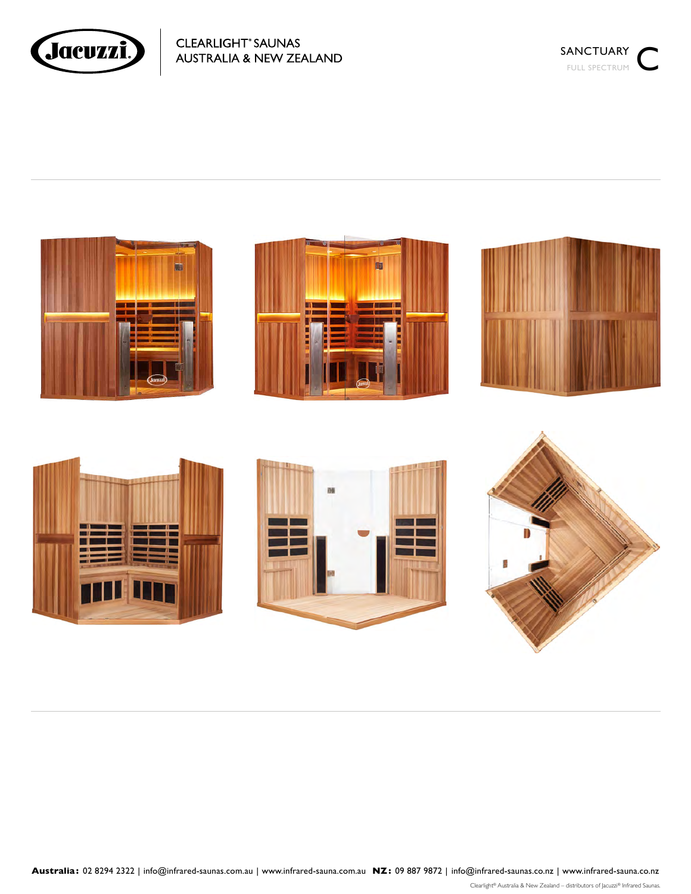# SANCTUARY C

FULL SPECTRUM

**Australia:** 02 8294 2322 | info@infrared-saunas.com.au | www.infrared-sauna.com.au **NZ:** 09 887 9872 | info@infrared-saunas.co.nz | www.infrared-sauna.co.nz

Clearlight® Australia & New Zealand – distributors of Jacuzzi® Infrared Saunas.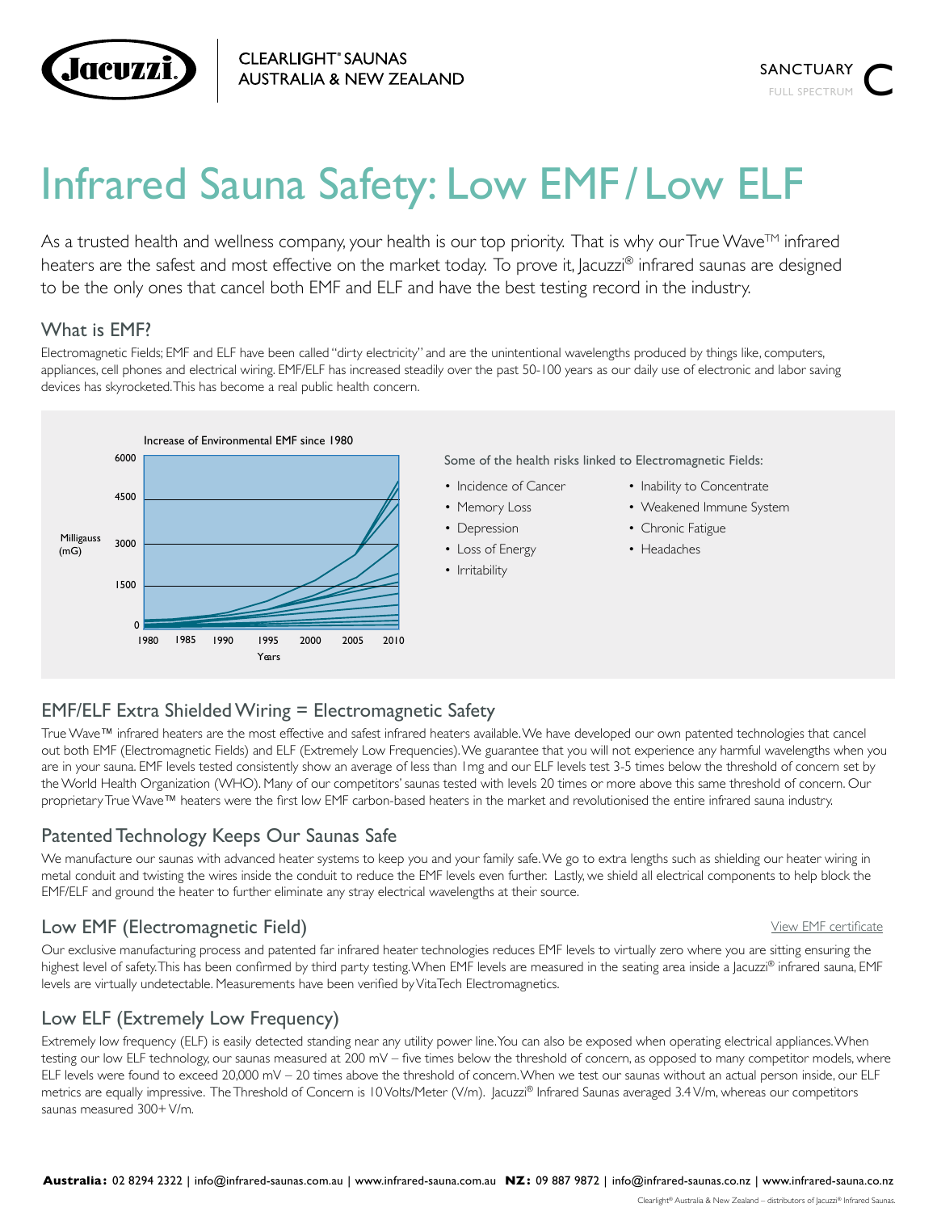# Infrared Sauna Safety: Low EMF / Low ELF

As a trusted health and wellness company, your health is our top priority. That is why our True Wave™ infrared heaters are the safest and most effective on the market today. To prove it, Jacuzzi® infrared saunas are designed to be the only ones that cancel both EMF and ELF and have the best testing record in the industry.

## What is EMF?

Electromagnetic Fields; EMF and ELF have been called "dirty electricity" and are the unintentional wavelengths produced by things like, computers, appliances, cell phones and electrical wiring. EMF/ELF has increased steadily over the past 50-100 years as our daily use of electronic and labor saving devices has skyrocketed. This has become a real public health concern.

Increase of Environmental EMF since 1980

Milligauss (mG)

6000
4500
3000
1500
0

1980 1985 1990 1995 2000 2005 2010

Years

Some of the health risks linked to Electromagnetic Fields:

- Incidence of Cancer
- Memory Loss
- Depression
- Loss of Energy
- Irritability
- Inability to Concentrate
- Weakened Immune System
- Chronic Fatigue
- Headaches

## EMF/ELF Extra Shielded Wiring = Electromagnetic Safety

True Wave™ infrared heaters are the most effective and safest infrared heaters available. We have developed our own patented technologies that cancel out both EMF (Electromagnetic Fields) and ELF (Extremely Low Frequencies). We guarantee that you will not experience any harmful wavelengths when you are in your sauna. EMF levels tested consistently show an average of less than 1mg and our ELF levels test 3-5 times below the threshold of concern set by the World Health Organization (WHO). Many of our competitors' saunas tested with levels 20 times or more above this same threshold of concern. Our proprietary True Wave™ heaters were the first low EMF carbon-based heaters in the market and revolutionised the entire infrared sauna industry.

## Patented Technology Keeps Our Saunas Safe

We manufacture our saunas with advanced heater systems to keep you and your family safe. We go to extra lengths such as shielding our heater wiring in metal conduit and twisting the wires inside the conduit to reduce the EMF levels even further. Lastly, we shield all electrical components to help block the EMF/ELF and ground the heater to further eliminate any stray electrical wavelengths at their source.

## Low EMF (Electromagnetic Field)

View EMF certificate

Our exclusive manufacturing process and patented far infrared heater technologies reduces EMF levels to virtually zero where you are sitting ensuring the highest level of safety. This has been confirmed by third party testing. When EMF levels are measured in the seating area inside a Jacuzzi® infrared sauna, EMF levels are virtually undetectable. Measurements have been verified by VitaTech Electromagnetics.

## Low ELF (Extremely Low Frequency)

Extremely low frequency (ELF) is easily detected standing near any utility power line. You can also be exposed when operating electrical appliances. When testing our low ELF technology, our saunas measured at 200 mV – five times below the threshold of concern, as opposed to many competitor models, where ELF levels were found to exceed 20,000 mV – 20 times above the threshold of concern. When we test our saunas without an actual person inside, our ELF metrics are equally impressive. The Threshold of Concern is 10 Volts/Meter (V/m). Jacuzzi® Infrared Saunas averaged 3.4 V/m, whereas our competitors saunas measured 300+ V/m.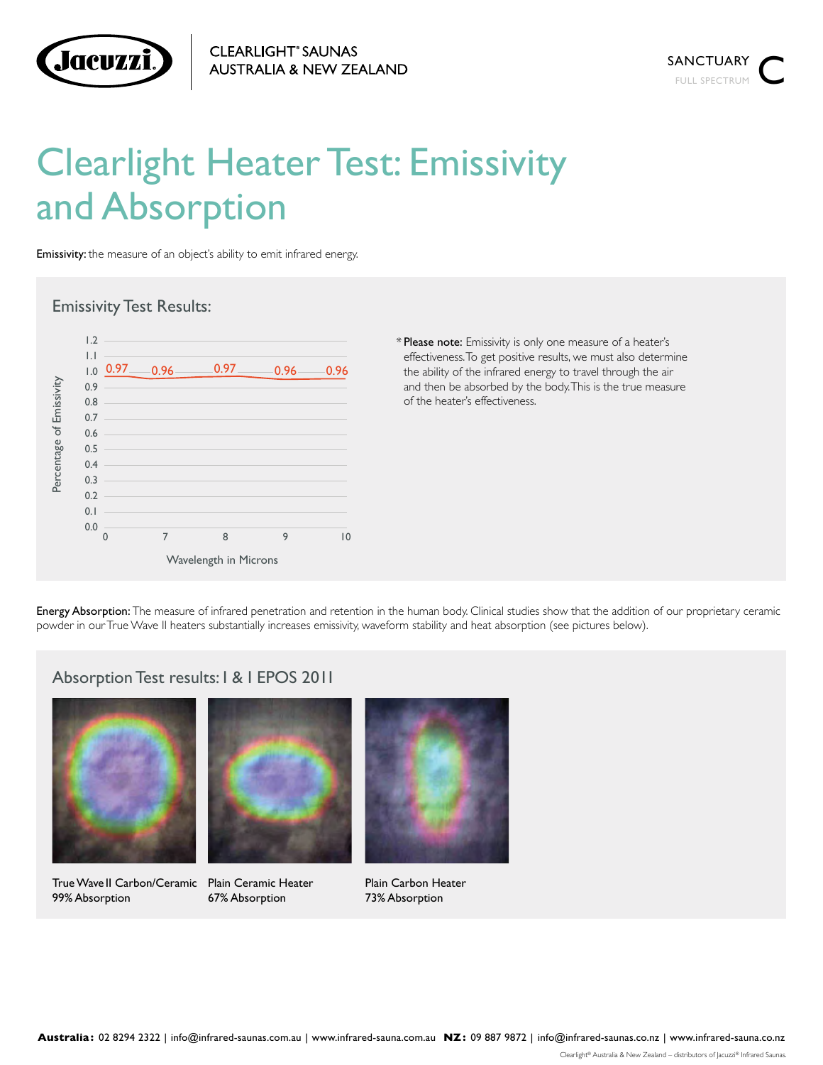# Clearlight Heater Test: Emissivity and Absorption

**Emissivity:** the measure of an object's ability to emit infrared energy.

## Emissivity Test Results:

1.2
1.1
1.0
0.9
0.8
0.7
0.6
0.5
0.4
0.3
0.2
0.1
0.0

Percentage of Emissivity

0.97 0.96 0.97 0.96 0.96

0 7 8 9 10

Wavelength in Microns

\* **Please note:** Emissivity is only one measure of a heater's effectiveness. To get positive results, we must also determine the ability of the infrared energy to travel through the air and then be absorbed by the body. This is the true measure of the heater's effectiveness.

**Energy Absorption:** The measure of infrared penetration and retention in the human body. Clinical studies show that the addition of our proprietary ceramic powder in our True Wave II heaters substantially increases emissivity, waveform stability and heat absorption (see pictures below).

## Absorption Test results: I & I EPOS 2011

True Wave II Carbon/Ceramic
99% Absorption

Plain Ceramic Heater
67% Absorption

Plain Carbon Heater
73% Absorption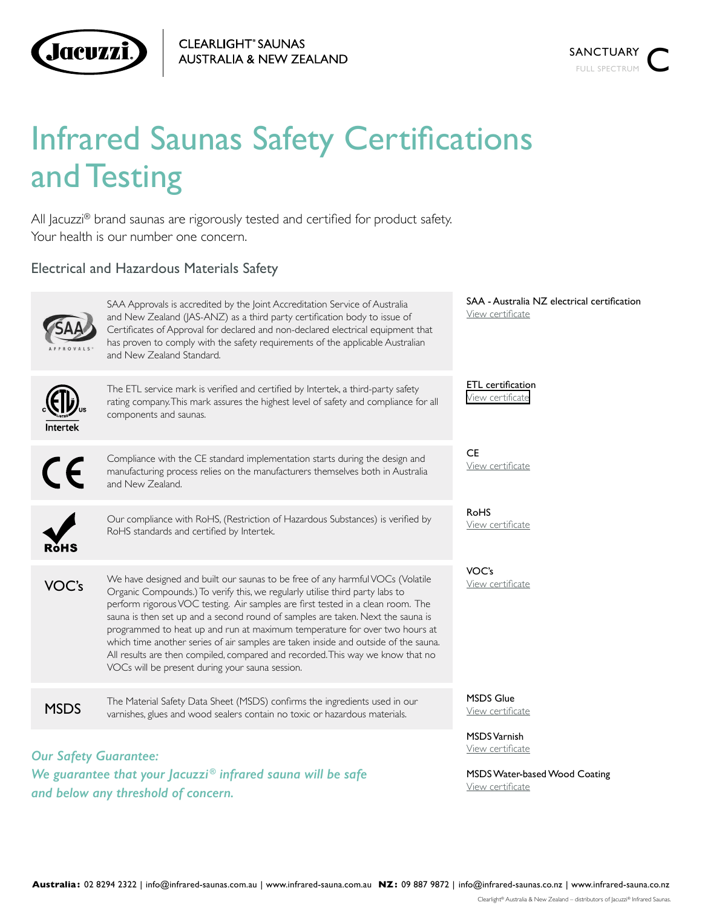# Infrared Saunas Safety Certifications and Testing

All Jacuzzi® brand saunas are rigorously tested and certified for product safety. Your health is our number one concern.

## Electrical and Hazardous Materials Safety

SAA Approvals is accredited by the Joint Accreditation Service of Australia and New Zealand (JAS-ANZ) as a third party certification body to issue of Certificates of Approval for declared and non-declared electrical equipment that has proven to comply with the safety requirements of the applicable Australian and New Zealand Standard.

**SAA - Australia NZ electrical certification**
View certificate

The ETL service mark is verified and certified by Intertek, a third-party safety rating company. This mark assures the highest level of safety and compliance for all components and saunas.

**ETL certification**
View certificate

Compliance with the CE standard implementation starts during the design and manufacturing process relies on the manufacturers themselves both in Australia and New Zealand.

**CE**
View certificate

Our compliance with RoHS, (Restriction of Hazardous Substances) is verified by RoHS standards and certified by Intertek.

**RoHS**
View certificate

**VOC's**

We have designed and built our saunas to be free of any harmful VOCs (Volatile Organic Compounds.) To verify this, we regularly utilise third party labs to perform rigorous VOC testing. Air samples are first tested in a clean room. The sauna is then set up and a second round of samples are taken. Next the sauna is programmed to heat up and run at maximum temperature for over two hours at which time another series of air samples are taken inside and outside of the sauna. All results are then compiled, compared and recorded. This way we know that no VOCs will be present during your sauna session.

**VOC's**
View certificate

**MSDS**

The Material Safety Data Sheet (MSDS) confirms the ingredients used in our varnishes, glues and wood sealers contain no toxic or hazardous materials.

**MSDS Glue**
View certificate

**MSDS Varnish**
View certificate

**MSDS Water-based Wood Coating**
View certificate

*Our Safety Guarantee:*
*We guarantee that your Jacuzzi® infrared sauna will be safe and below any threshold of concern.*

**Australia:** 02 8294 2322 | info@infrared-saunas.com.au | www.infrared-sauna.com.au **NZ:** 09 887 9872 | info@infrared-saunas.co.nz | www.infrared-sauna.co.nz

Clearlight® Australia & New Zealand – distributors of Jacuzzi® Infrared Saunas.